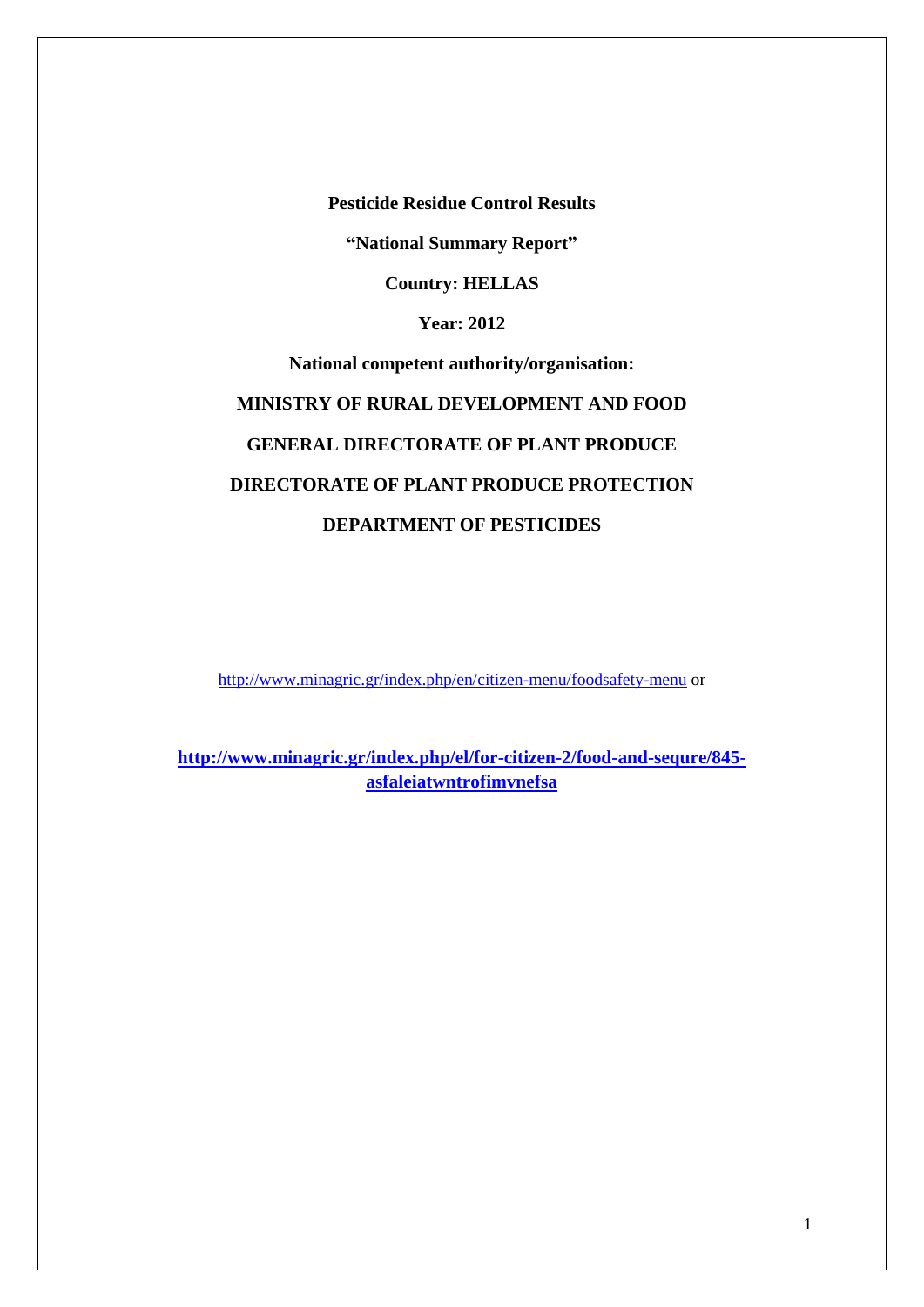**Pesticide Residue Control Results**

**"National Summary Report"**

**Country: HELLAS**

**Year: 2012**

**National competent authority/organisation:**

**MINISTRY OF RURAL DEVELOPMENT AND FOOD**

**GENERAL DIRECTORATE OF PLANT PRODUCE**

**DIRECTORATE OF PLANT PRODUCE PROTECTION**

**DEPARTMENT OF PESTICIDES**

http://www.minagric.gr/index.php/en/citizen-menu/foodsafety-menu or

**http://www.minagric.gr/index.php/el/for-citizen-2/food-and-sequre/845-asfaleiatwntrofimvnefsa**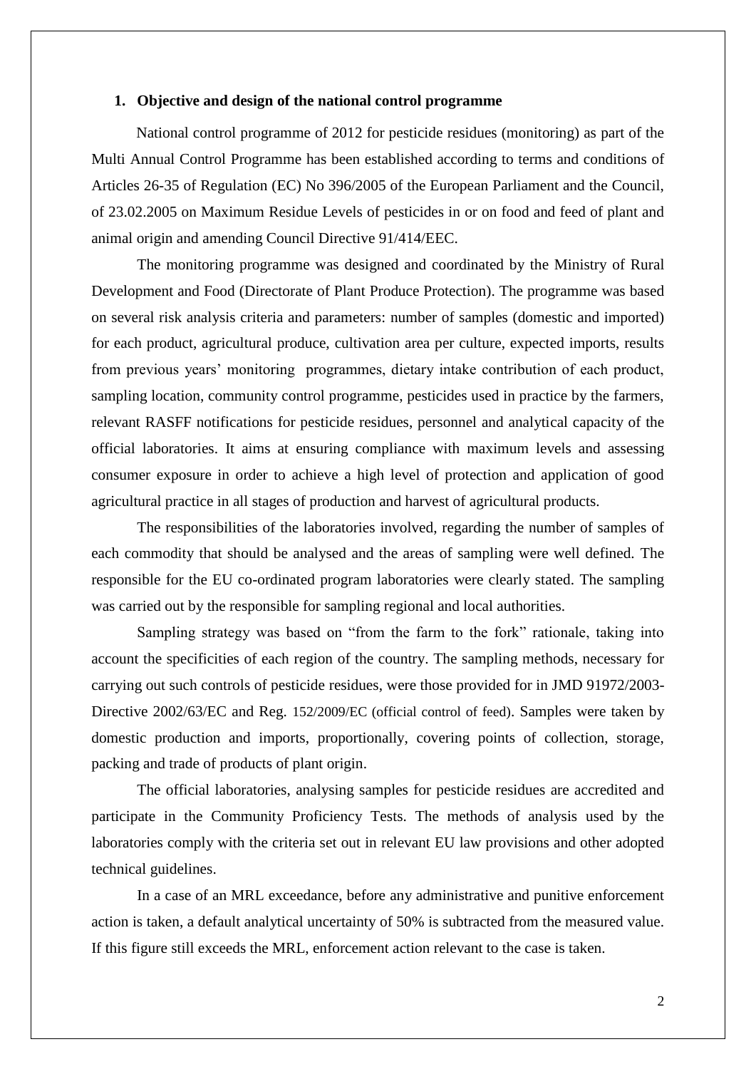## 1. Objective and design of the national control programme

National control programme of 2012 for pesticide residues (monitoring) as part of the Multi Annual Control Programme has been established according to terms and conditions of Articles 26-35 of Regulation (EC) No 396/2005 of the European Parliament and the Council, of 23.02.2005 on Maximum Residue Levels of pesticides in or on food and feed of plant and animal origin and amending Council Directive 91/414/EEC.

The monitoring programme was designed and coordinated by the Ministry of Rural Development and Food (Directorate of Plant Produce Protection). The programme was based on several risk analysis criteria and parameters: number of samples (domestic and imported) for each product, agricultural produce, cultivation area per culture, expected imports, results from previous years' monitoring programmes, dietary intake contribution of each product, sampling location, community control programme, pesticides used in practice by the farmers, relevant RASFF notifications for pesticide residues, personnel and analytical capacity of the official laboratories. It aims at ensuring compliance with maximum levels and assessing consumer exposure in order to achieve a high level of protection and application of good agricultural practice in all stages of production and harvest of agricultural products.

The responsibilities of the laboratories involved, regarding the number of samples of each commodity that should be analysed and the areas of sampling were well defined. The responsible for the EU co-ordinated program laboratories were clearly stated. The sampling was carried out by the responsible for sampling regional and local authorities.

Sampling strategy was based on "from the farm to the fork" rationale, taking into account the specificities of each region of the country. The sampling methods, necessary for carrying out such controls of pesticide residues, were those provided for in JMD 91972/2003-Directive 2002/63/EC and Reg. 152/2009/EC (official control of feed). Samples were taken by domestic production and imports, proportionally, covering points of collection, storage, packing and trade of products of plant origin.

The official laboratories, analysing samples for pesticide residues are accredited and participate in the Community Proficiency Tests. The methods of analysis used by the laboratories comply with the criteria set out in relevant EU law provisions and other adopted technical guidelines.

In a case of an MRL exceedance, before any administrative and punitive enforcement action is taken, a default analytical uncertainty of 50% is subtracted from the measured value. If this figure still exceeds the MRL, enforcement action relevant to the case is taken.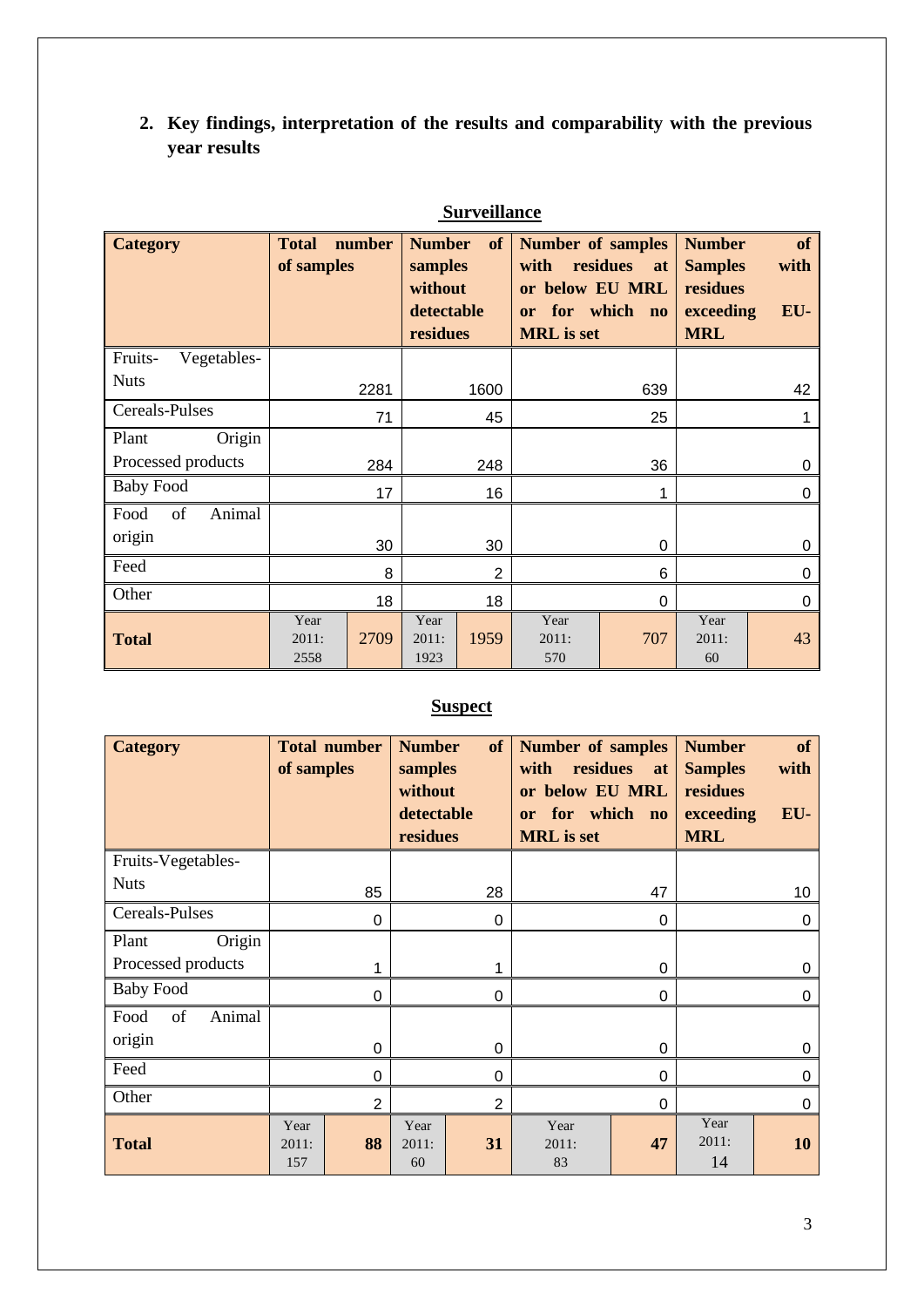## 2. Key findings, interpretation of the results and comparability with the previous year results

**Surveillance**

| Category | Total number of samples | | Number of samples without detectable residues | | Number of samples with residues at or below EU MRL or for which no MRL is set | | Number of Samples with residues exceeding EU-MRL | |
|---|---|---|---|---|---|---|---|---|
| Fruits-Vegetables-Nuts | | 2281 | | 1600 | | 639 | | 42 |
| Cereals-Pulses | | 71 | | 45 | | 25 | | 1 |
| Plant Origin Processed products | | 284 | | 248 | | 36 | | 0 |
| Baby Food | | 17 | | 16 | | 1 | | 0 |
| Food of Animal origin | | 30 | | 30 | | 0 | | 0 |
| Feed | | 8 | | 2 | | 6 | | 0 |
| Other | | 18 | | 18 | | 0 | | 0 |
| **Total** | Year 2011: 2558 | 2709 | Year 2011: 1923 | 1959 | Year 2011: 570 | 707 | Year 2011: 60 | 43 |

**Suspect**

| Category | Total number of samples | | Number of samples without detectable residues | | Number of samples with residues at or below EU MRL or for which no MRL is set | | Number of Samples with residues exceeding EU-MRL | |
|---|---|---|---|---|---|---|---|---|
| Fruits-Vegetables-Nuts | | 85 | | 28 | | 47 | | 10 |
| Cereals-Pulses | | 0 | | 0 | | 0 | | 0 |
| Plant Origin Processed products | | 1 | | 1 | | 0 | | 0 |
| Baby Food | | 0 | | 0 | | 0 | | 0 |
| Food of Animal origin | | 0 | | 0 | | 0 | | 0 |
| Feed | | 0 | | 0 | | 0 | | 0 |
| Other | | 2 | | 2 | | 0 | | 0 |
| **Total** | Year 2011: 157 | **88** | Year 2011: 60 | **31** | Year 2011: 83 | **47** | Year 2011: 14 | **10** |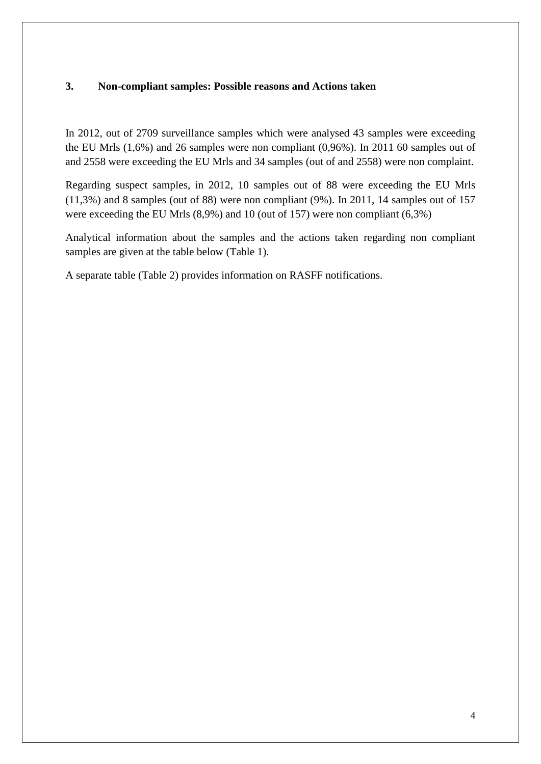## 3. Non-compliant samples: Possible reasons and Actions taken

In 2012, out of 2709 surveillance samples which were analysed 43 samples were exceeding the EU Mrls (1,6%) and 26 samples were non compliant (0,96%). In 2011 60 samples out of and 2558 were exceeding the EU Mrls and 34 samples (out of and 2558) were non complaint.

Regarding suspect samples, in 2012, 10 samples out of 88 were exceeding the EU Mrls (11,3%) and 8 samples (out of 88) were non compliant (9%). In 2011, 14 samples out of 157 were exceeding the EU Mrls (8,9%) and 10 (out of 157) were non compliant (6,3%)

Analytical information about the samples and the actions taken regarding non compliant samples are given at the table below (Table 1).

A separate table (Table 2) provides information on RASFF notifications.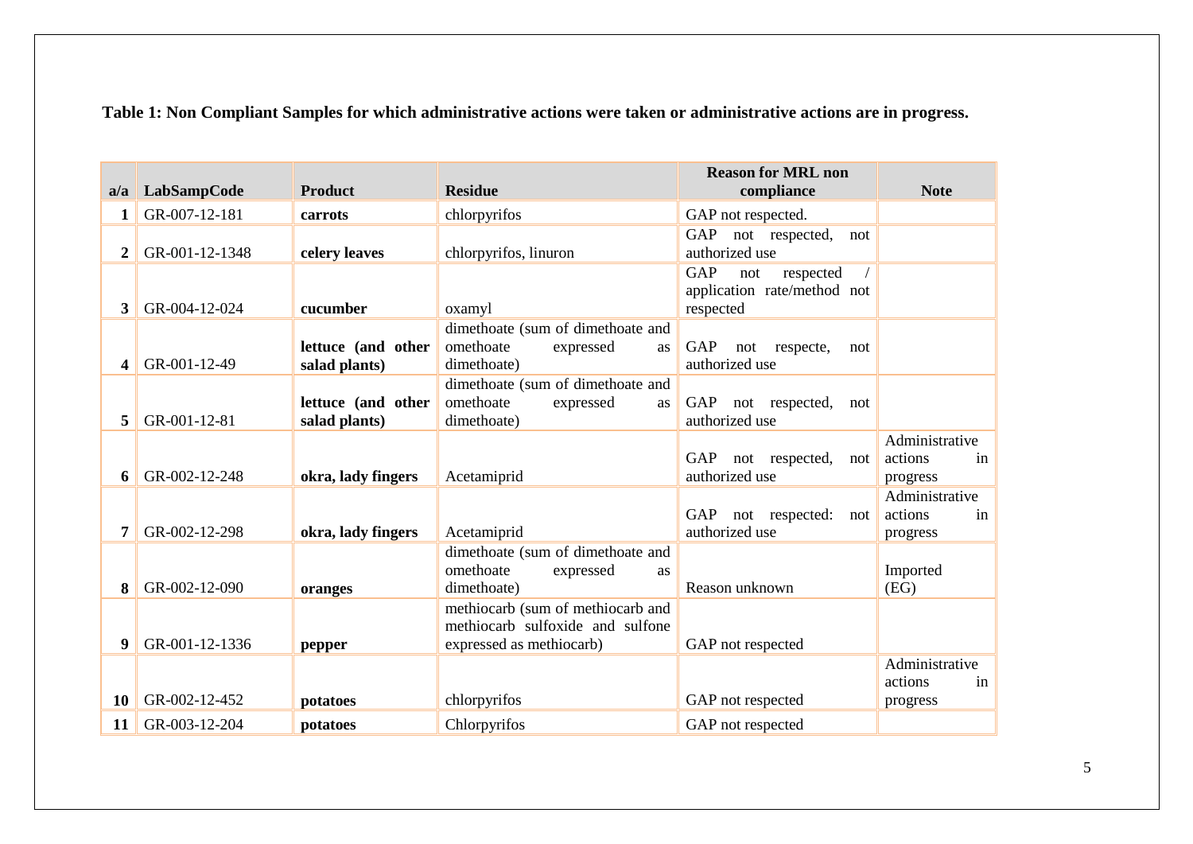**Table 1: Non Compliant Samples for which administrative actions were taken or administrative actions are in progress.**

| a/a | LabSampCode | Product | Residue | Reason for MRL non compliance | Note |
|---|---|---|---|---|---|
| 1 | GR-007-12-181 | **carrots** | chlorpyrifos | GAP not respected. | |
| 2 | GR-001-12-1348 | **celery leaves** | chlorpyrifos, linuron | GAP not respected, not authorized use | |
| 3 | GR-004-12-024 | **cucumber** | oxamyl | GAP not respected / application rate/method not respected | |
| 4 | GR-001-12-49 | **lettuce (and other salad plants)** | dimethoate (sum of dimethoate and omethoate expressed as dimethoate) | GAP not respecte, not authorized use | |
| 5 | GR-001-12-81 | **lettuce (and other salad plants)** | dimethoate (sum of dimethoate and omethoate expressed as dimethoate) | GAP not respected, not authorized use | |
| 6 | GR-002-12-248 | **okra, lady fingers** | Acetamiprid | GAP not respected, not authorized use | Administrative actions in progress |
| 7 | GR-002-12-298 | **okra, lady fingers** | Acetamiprid | GAP not respected: not authorized use | Administrative actions in progress |
| 8 | GR-002-12-090 | **oranges** | dimethoate (sum of dimethoate and omethoate expressed as dimethoate) | Reason unknown | Imported (EG) |
| 9 | GR-001-12-1336 | **pepper** | methiocarb (sum of methiocarb and methiocarb sulfoxide and sulfone expressed as methiocarb) | GAP not respected | |
| 10 | GR-002-12-452 | **potatoes** | chlorpyrifos | GAP not respected | Administrative actions in progress |
| 11 | GR-003-12-204 | **potatoes** | Chlorpyrifos | GAP not respected | |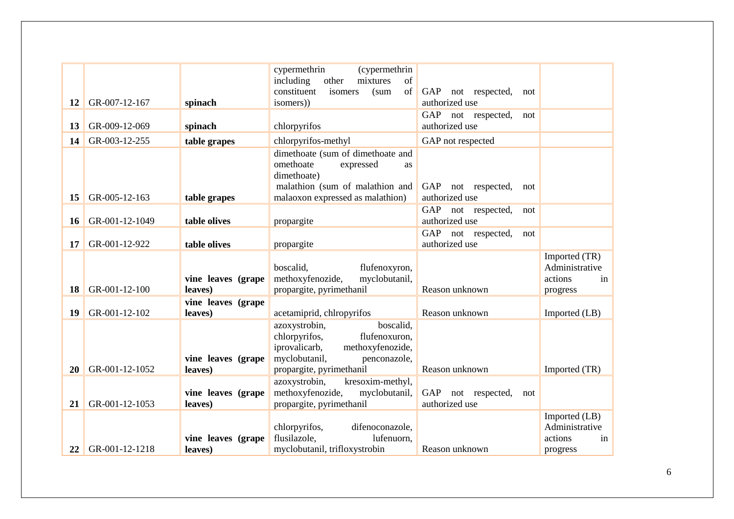| | | | | | |
|---|---|---|---|---|---|
| **12** | GR-007-12-167 | **spinach** | cypermethrin (cypermethrin including other mixtures of constituent isomers (sum of isomers)) | GAP not respected, not authorized use | |
| **13** | GR-009-12-069 | **spinach** | chlorpyrifos | GAP not respected, not authorized use | |
| **14** | GR-003-12-255 | **table grapes** | chlorpyrifos-methyl | GAP not respected | |
| **15** | GR-005-12-163 | **table grapes** | dimethoate (sum of dimethoate and omethoate expressed as dimethoate)<br>malathion (sum of malathion and malaoxon expressed as malathion) | GAP not respected, not authorized use | |
| **16** | GR-001-12-1049 | **table olives** | propargite | GAP not respected, not authorized use | |
| **17** | GR-001-12-922 | **table olives** | propargite | GAP not respected, not authorized use | |
| **18** | GR-001-12-100 | **vine leaves (grape leaves)** | boscalid, flufenoxyron, methoxyfenozide, myclobutanil, propargite, pyrimethanil | Reason unknown | Imported (TR) Administrative actions in progress |
| **19** | GR-001-12-102 | **vine leaves (grape leaves)** | acetamiprid, chlropyrifos | Reason unknown | Imported (LB) |
| **20** | GR-001-12-1052 | **vine leaves (grape leaves)** | azoxystrobin, boscalid, chlorpyrifos, flufenoxuron, iprovalicarb, methoxyfenozide, myclobutanil, penconazole, propargite, pyrimethanil | Reason unknown | Imported (TR) |
| **21** | GR-001-12-1053 | **vine leaves (grape leaves)** | azoxystrobin, kresoxim-methyl, methoxyfenozide, myclobutanil, propargite, pyrimethanil | GAP not respected, not authorized use | |
| **22** | GR-001-12-1218 | **vine leaves (grape leaves)** | chlorpyrifos, difenoconazole, flusilazole, lufenuorn, myclobutanil, trifloxystrobin | Reason unknown | Imported (LB) Administrative actions in progress |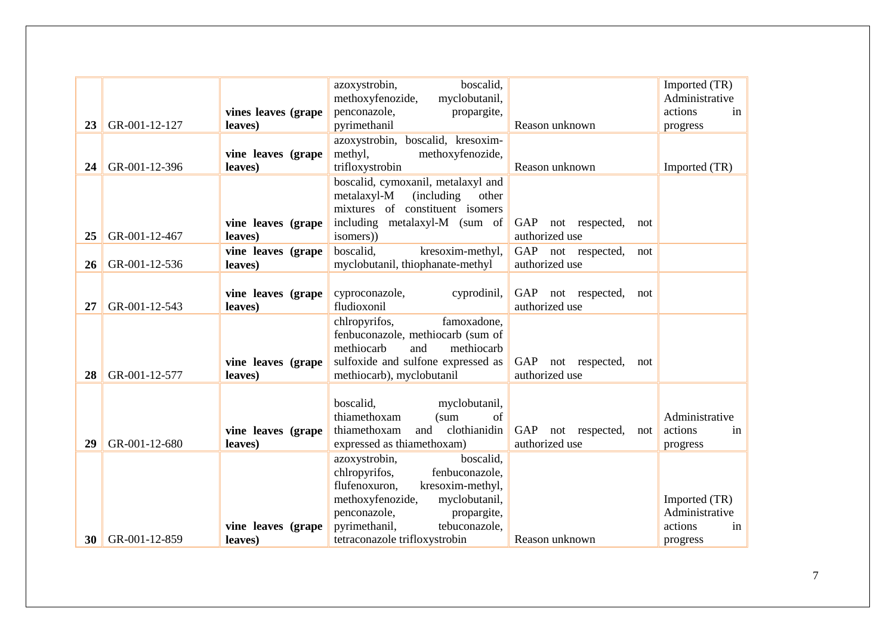| | | | | | |
|---|---|---|---|---|---|
| **23** | GR-001-12-127 | **vines leaves (grape leaves)** | azoxystrobin, boscalid, methoxyfenozide, myclobutanil, penconazole, propargite, pyrimethanil | Reason unknown | Imported (TR) Administrative actions in progress |
| **24** | GR-001-12-396 | **vine leaves (grape leaves)** | azoxystrobin, boscalid, kresoxim-methyl, methoxyfenozide, trifloxystrobin | Reason unknown | Imported (TR) |
| **25** | GR-001-12-467 | **vine leaves (grape leaves)** | boscalid, cymoxanil, metalaxyl and metalaxyl-M (including other mixtures of constituent isomers including metalaxyl-M (sum of isomers)) | GAP not respected, not authorized use | |
| **26** | GR-001-12-536 | **vine leaves (grape leaves)** | boscalid, kresoxim-methyl, myclobutanil, thiophanate-methyl | GAP not respected, not authorized use | |
| **27** | GR-001-12-543 | **vine leaves (grape leaves)** | cyproconazole, cyprodinil, fludioxonil | GAP not respected, not authorized use | |
| **28** | GR-001-12-577 | **vine leaves (grape leaves)** | chlropyrifos, famoxadone, fenbuconazole, methiocarb (sum of methiocarb and methiocarb sulfoxide and sulfone expressed as methiocarb), myclobutanil | GAP not respected, not authorized use | |
| **29** | GR-001-12-680 | **vine leaves (grape leaves)** | boscalid, myclobutanil, thiamethoxam (sum of thiamethoxam and clothianidin expressed as thiamethoxam) | GAP not respected, not authorized use | Administrative actions in progress |
| **30** | GR-001-12-859 | **vine leaves (grape leaves)** | azoxystrobin, boscalid, chlropyrifos, fenbuconazole, flufenoxuron, kresoxim-methyl, methoxyfenozide, myclobutanil, penconazole, propargite, pyrimethanil, tebuconazole, tetraconazole trifloxystrobin | Reason unknown | Imported (TR) Administrative actions in progress |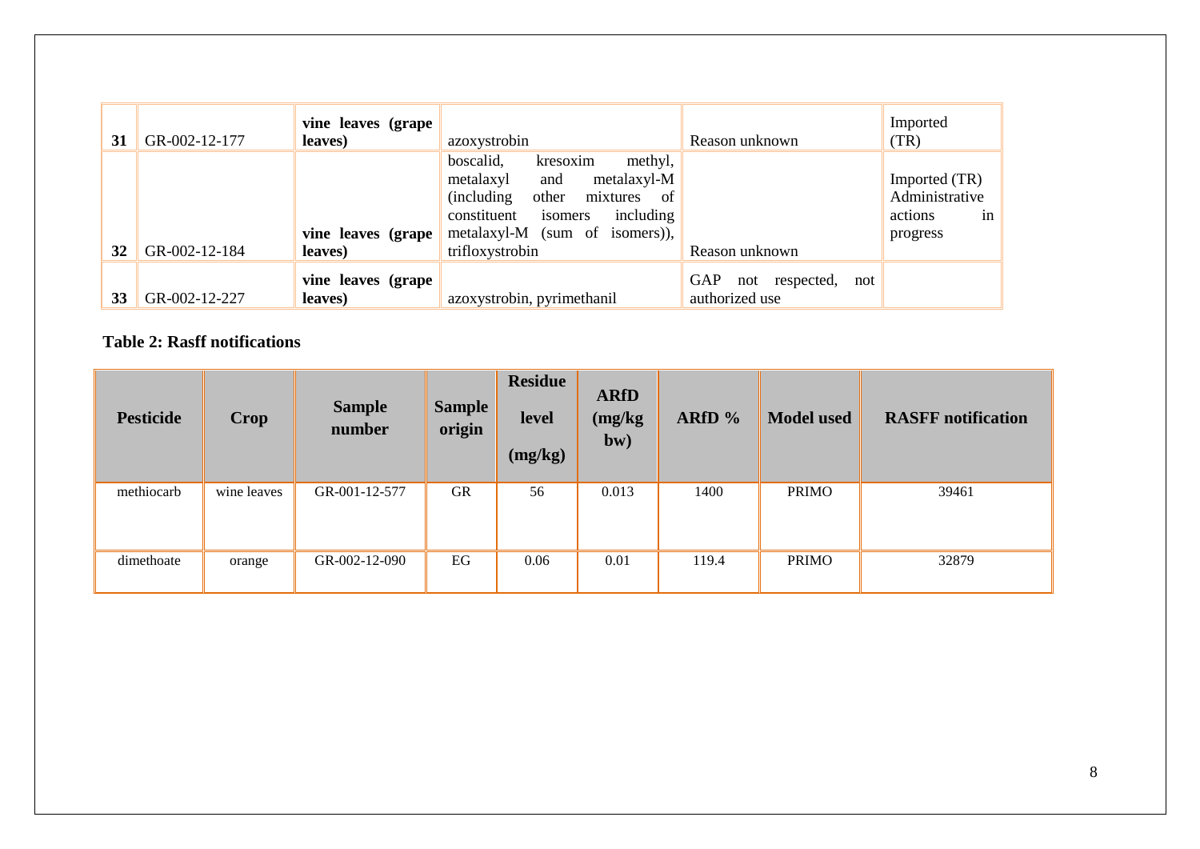| | | | | | |
|---|---|---|---|---|---|
| **31** | GR-002-12-177 | **vine leaves (grape leaves)** | azoxystrobin | Reason unknown | Imported (TR) |
| **32** | GR-002-12-184 | **vine leaves (grape leaves)** | boscalid, kresoxim methyl, metalaxyl and metalaxyl-M (including other mixtures of constituent isomers including metalaxyl-M (sum of isomers)), trifloxystrobin | Reason unknown | Imported (TR) Administrative actions in progress |
| **33** | GR-002-12-227 | **vine leaves (grape leaves)** | azoxystrobin, pyrimethanil | GAP not respected, not authorized use | |

**Table 2: Rasff notifications**

| Pesticide | Crop | Sample number | Sample origin | Residue level (mg/kg) | ARfD (mg/kg bw) | ARfD % | Model used | RASFF notification |
|---|---|---|---|---|---|---|---|---|
| methiocarb | wine leaves | GR-001-12-577 | GR | 56 | 0.013 | 1400 | PRIMO | 39461 |
| dimethoate | orange | GR-002-12-090 | EG | 0.06 | 0.01 | 119.4 | PRIMO | 32879 |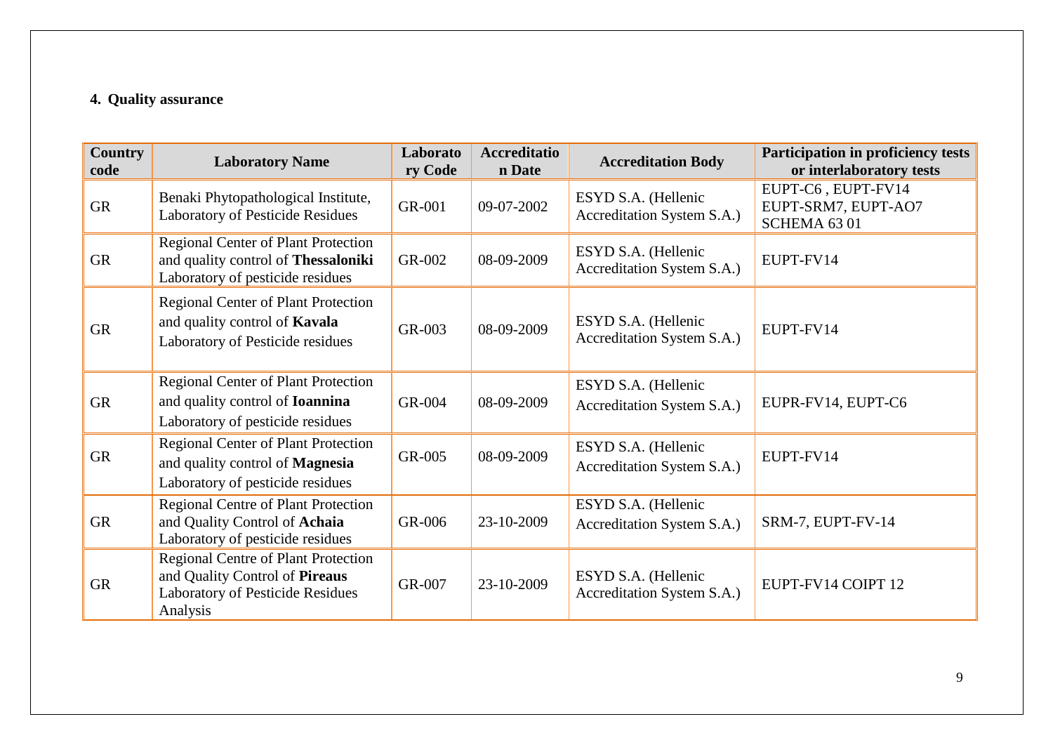## 4. Quality assurance

| Country code | Laboratory Name | Laboratory Code | Accreditation Date | Accreditation Body | Participation in proficiency tests or interlaboratory tests |
|---|---|---|---|---|---|
| GR | Benaki Phytopathological Institute, Laboratory of Pesticide Residues | GR-001 | 09-07-2002 | ESYD S.A. (Hellenic Accreditation System S.A.) | EUPT-C6 , EUPT-FV14 EUPT-SRM7, EUPT-AO7 SCHEMA 63 01 |
| GR | Regional Center of Plant Protection and quality control of **Thessaloniki** Laboratory of pesticide residues | GR-002 | 08-09-2009 | ESYD S.A. (Hellenic Accreditation System S.A.) | EUPT-FV14 |
| GR | Regional Center of Plant Protection and quality control of **Kavala** Laboratory of Pesticide residues | GR-003 | 08-09-2009 | ESYD S.A. (Hellenic Accreditation System S.A.) | EUPT-FV14 |
| GR | Regional Center of Plant Protection and quality control of **Ioannina** Laboratory of pesticide residues | GR-004 | 08-09-2009 | ESYD S.A. (Hellenic Accreditation System S.A.) | EUPR-FV14, EUPT-C6 |
| GR | Regional Center of Plant Protection and quality control of **Magnesia** Laboratory of pesticide residues | GR-005 | 08-09-2009 | ESYD S.A. (Hellenic Accreditation System S.A.) | EUPT-FV14 |
| GR | Regional Centre of Plant Protection and Quality Control of **Achaia** Laboratory of pesticide residues | GR-006 | 23-10-2009 | ESYD S.A. (Hellenic Accreditation System S.A.) | SRM-7, EUPT-FV-14 |
| GR | Regional Centre of Plant Protection and Quality Control of **Pireaus** Laboratory of Pesticide Residues Analysis | GR-007 | 23-10-2009 | ESYD S.A. (Hellenic Accreditation System S.A.) | EUPT-FV14 COIPT 12 |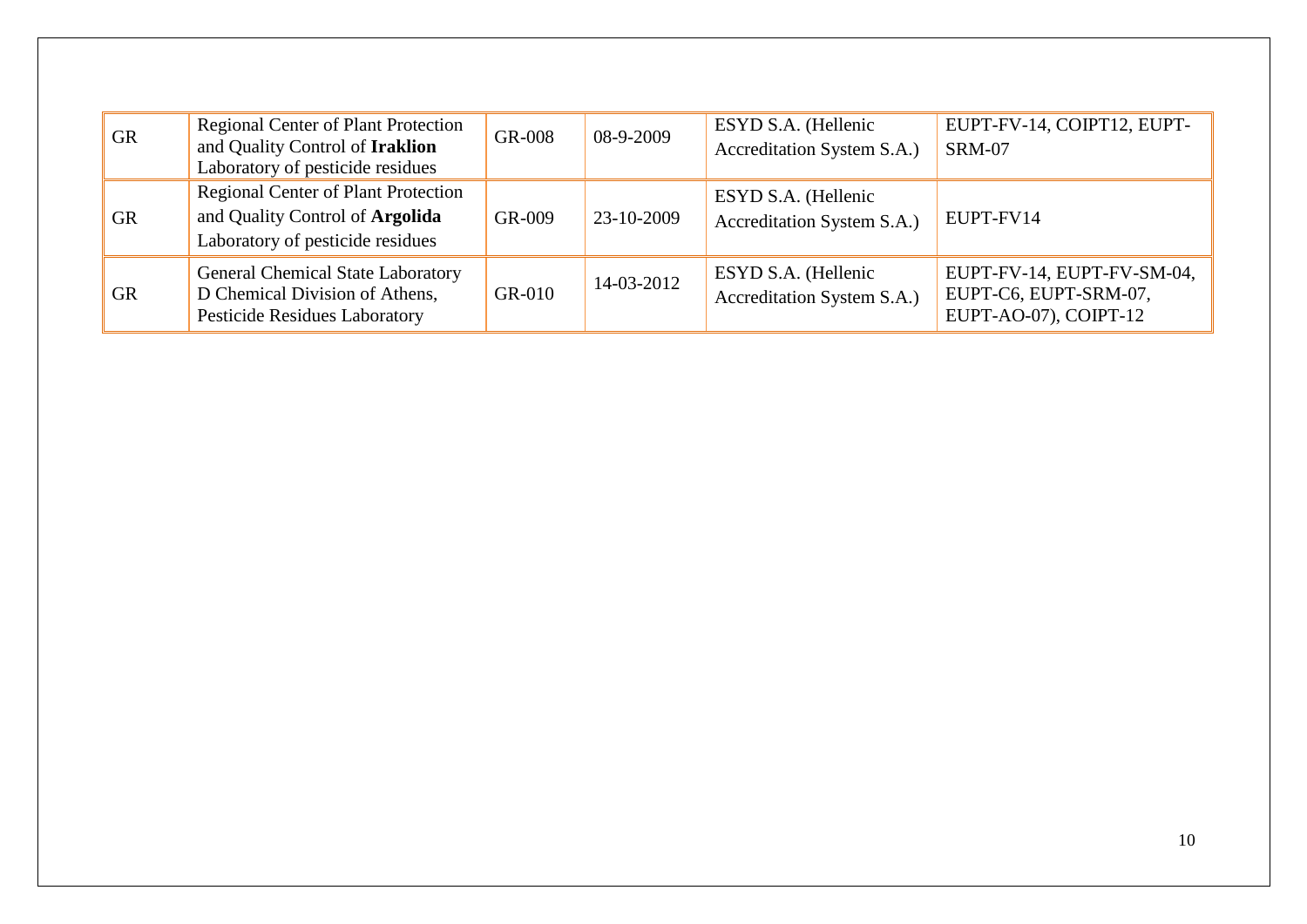| | | | | | |
|---|---|---|---|---|---|
| GR | Regional Center of Plant Protection and Quality Control of **Iraklion** Laboratory of pesticide residues | GR-008 | 08-9-2009 | ESYD S.A. (Hellenic Accreditation System S.A.) | EUPT-FV-14, COIPT12, EUPT-SRM-07 |
| GR | Regional Center of Plant Protection and Quality Control of **Argolida** Laboratory of pesticide residues | GR-009 | 23-10-2009 | ESYD S.A. (Hellenic Accreditation System S.A.) | EUPT-FV14 |
| GR | General Chemical State Laboratory D Chemical Division of Athens, Pesticide Residues Laboratory | GR-010 | 14-03-2012 | ESYD S.A. (Hellenic Accreditation System S.A.) | EUPT-FV-14, EUPT-FV-SM-04, EUPT-C6, EUPT-SRM-07, EUPT-AO-07), COIPT-12 |